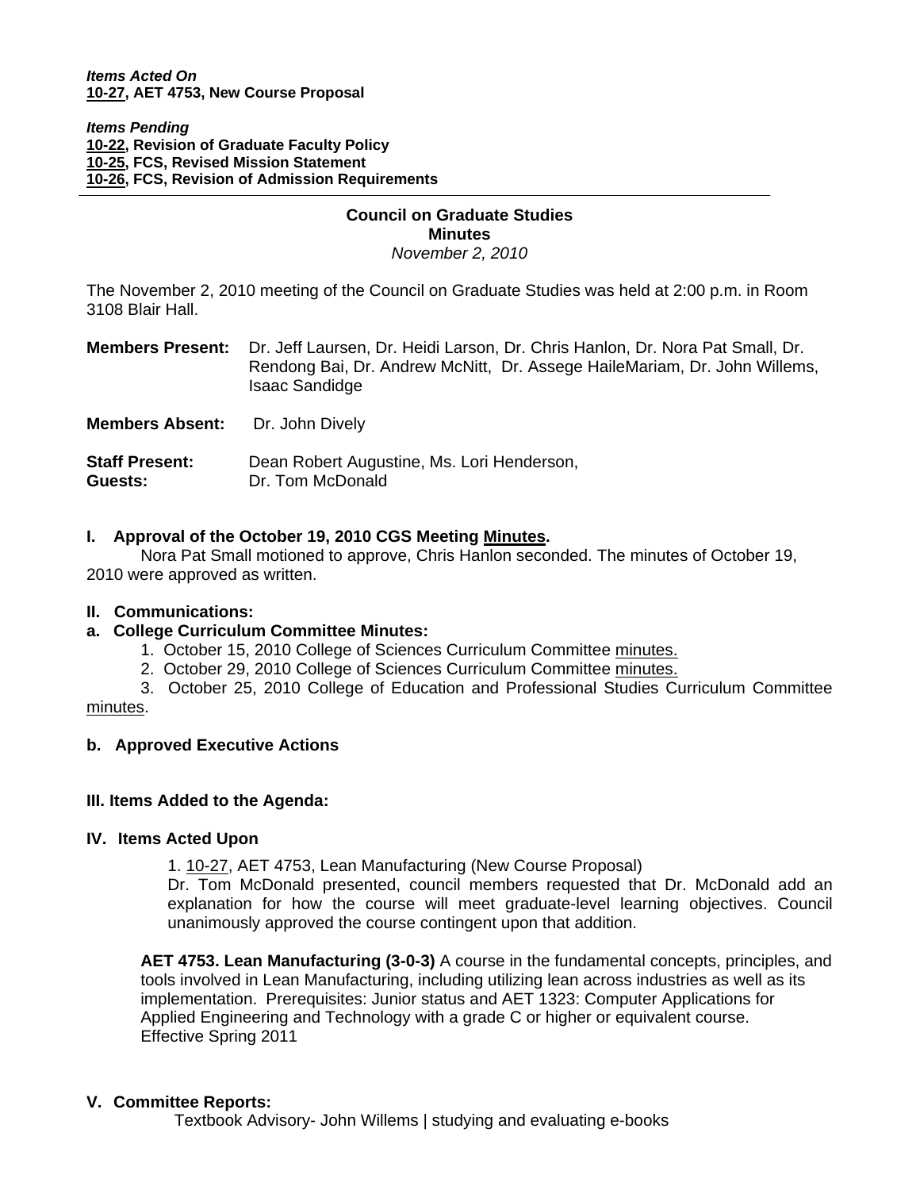***Items Acted On***
**10-27, AET 4753, New Course Proposal**

***Items Pending***
**10-22, Revision of Graduate Faculty Policy**
**10-25, FCS, Revised Mission Statement**
**10-26, FCS, Revision of Admission Requirements**

---

**Council on Graduate Studies**
**Minutes**
*November 2, 2010*

The November 2, 2010 meeting of the Council on Graduate Studies was held at 2:00 p.m. in Room 3108 Blair Hall.

**Members Present:** Dr. Jeff Laursen, Dr. Heidi Larson, Dr. Chris Hanlon, Dr. Nora Pat Small, Dr. Rendong Bai, Dr. Andrew McNitt, Dr. Assege HaileMariam, Dr. John Willems, Isaac Sandidge

**Members Absent:** Dr. John Dively

**Staff Present:** Dean Robert Augustine, Ms. Lori Henderson,
**Guests:** Dr. Tom McDonald

## I. Approval of the October 19, 2010 CGS Meeting Minutes.

Nora Pat Small motioned to approve, Chris Hanlon seconded. The minutes of October 19, 2010 were approved as written.

## II. Communications:

### a. College Curriculum Committee Minutes:

1. October 15, 2010 College of Sciences Curriculum Committee minutes.
2. October 29, 2010 College of Sciences Curriculum Committee minutes.
3. October 25, 2010 College of Education and Professional Studies Curriculum Committee minutes.

### b. Approved Executive Actions

## III. Items Added to the Agenda:

## IV. Items Acted Upon

1. 10-27, AET 4753, Lean Manufacturing (New Course Proposal)
Dr. Tom McDonald presented, council members requested that Dr. McDonald add an explanation for how the course will meet graduate-level learning objectives. Council unanimously approved the course contingent upon that addition.

**AET 4753. Lean Manufacturing (3-0-3)** A course in the fundamental concepts, principles, and tools involved in Lean Manufacturing, including utilizing lean across industries as well as its implementation. Prerequisites: Junior status and AET 1323: Computer Applications for Applied Engineering and Technology with a grade C or higher or equivalent course.
Effective Spring 2011

## V. Committee Reports:

Textbook Advisory- John Willems | studying and evaluating e-books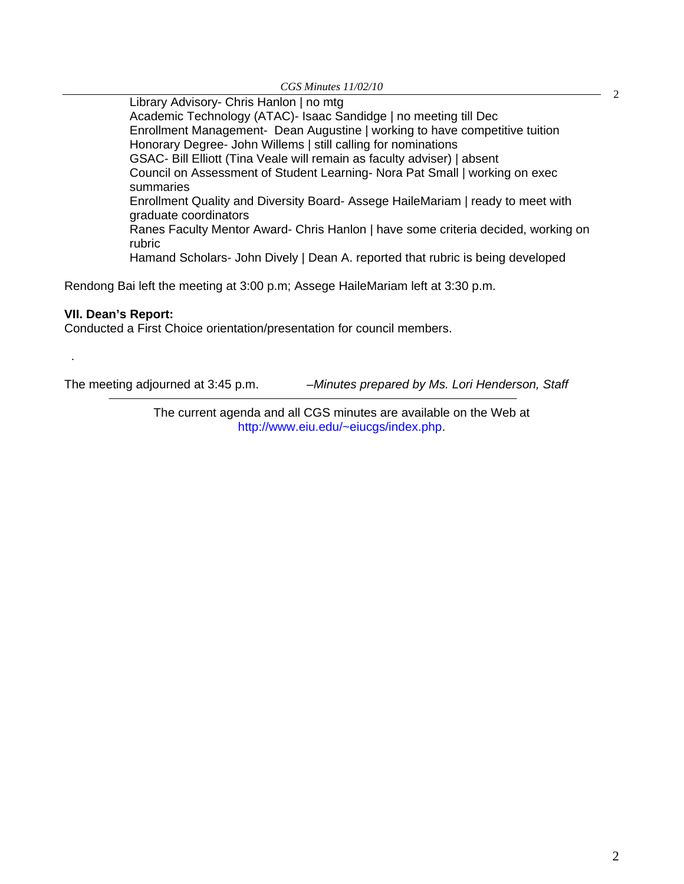Library Advisory- Chris Hanlon | no mtg
Academic Technology (ATAC)- Isaac Sandidge | no meeting till Dec
Enrollment Management- Dean Augustine | working to have competitive tuition
Honorary Degree- John Willems | still calling for nominations
GSAC- Bill Elliott (Tina Veale will remain as faculty adviser) | absent
Council on Assessment of Student Learning- Nora Pat Small | working on exec summaries
Enrollment Quality and Diversity Board- Assege HaileMariam | ready to meet with graduate coordinators
Ranes Faculty Mentor Award- Chris Hanlon | have some criteria decided, working on rubric
Hamand Scholars- John Dively | Dean A. reported that rubric is being developed

Rendong Bai left the meeting at 3:00 p.m; Assege HaileMariam left at 3:30 p.m.

**VII. Dean's Report:**
Conducted a First Choice orientation/presentation for council members.

.

The meeting adjourned at 3:45 p.m. *–Minutes prepared by Ms. Lori Henderson, Staff*

---

The current agenda and all CGS minutes are available on the Web at http://www.eiu.edu/~eiucgs/index.php.